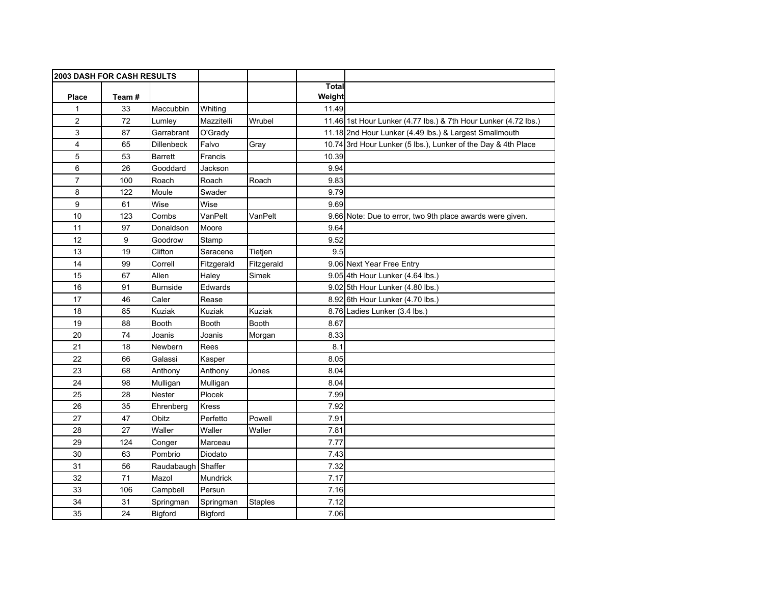| 2003 DASH FOR CASH RESULTS | | | | | | |
|---|---|---|---|---|---|---|
| Place | Team # | | | | Total Weight | |
| 1 | 33 | Maccubbin | Whiting | | 11.49 | |
| 2 | 72 | Lumley | Mazzitelli | Wrubel | 11.46 | 1st Hour Lunker (4.77 lbs.) & 7th Hour Lunker (4.72 lbs.) |
| 3 | 87 | Garrabrant | O'Grady | | 11.18 | 2nd Hour Lunker (4.49 lbs.) & Largest Smallmouth |
| 4 | 65 | Dillenbeck | Falvo | Gray | 10.74 | 3rd Hour Lunker (5 lbs.), Lunker of the Day & 4th Place |
| 5 | 53 | Barrett | Francis | | 10.39 | |
| 6 | 26 | Gooddard | Jackson | | 9.94 | |
| 7 | 100 | Roach | Roach | Roach | 9.83 | |
| 8 | 122 | Moule | Swader | | 9.79 | |
| 9 | 61 | Wise | Wise | | 9.69 | |
| 10 | 123 | Combs | VanPelt | VanPelt | 9.66 | Note: Due to error, two 9th place awards were given. |
| 11 | 97 | Donaldson | Moore | | 9.64 | |
| 12 | 9 | Goodrow | Stamp | | 9.52 | |
| 13 | 19 | Clifton | Saracene | Tietjen | 9.5 | |
| 14 | 99 | Correll | Fitzgerald | Fitzgerald | 9.06 | Next Year Free Entry |
| 15 | 67 | Allen | Haley | Simek | 9.05 | 4th Hour Lunker (4.64 lbs.) |
| 16 | 91 | Burnside | Edwards | | 9.02 | 5th Hour Lunker (4.80 lbs.) |
| 17 | 46 | Caler | Rease | | 8.92 | 6th Hour Lunker (4.70 lbs.) |
| 18 | 85 | Kuziak | Kuziak | Kuziak | 8.76 | Ladies Lunker (3.4 lbs.) |
| 19 | 88 | Booth | Booth | Booth | 8.67 | |
| 20 | 74 | Joanis | Joanis | Morgan | 8.33 | |
| 21 | 18 | Newbern | Rees | | 8.1 | |
| 22 | 66 | Galassi | Kasper | | 8.05 | |
| 23 | 68 | Anthony | Anthony | Jones | 8.04 | |
| 24 | 98 | Mulligan | Mulligan | | 8.04 | |
| 25 | 28 | Nester | Plocek | | 7.99 | |
| 26 | 35 | Ehrenberg | Kress | | 7.92 | |
| 27 | 47 | Obitz | Perfetto | Powell | 7.91 | |
| 28 | 27 | Waller | Waller | Waller | 7.81 | |
| 29 | 124 | Conger | Marceau | | 7.77 | |
| 30 | 63 | Pombrio | Diodato | | 7.43 | |
| 31 | 56 | Raudabaugh | Shaffer | | 7.32 | |
| 32 | 71 | Mazol | Mundrick | | 7.17 | |
| 33 | 106 | Campbell | Persun | | 7.16 | |
| 34 | 31 | Springman | Springman | Staples | 7.12 | |
| 35 | 24 | Bigford | Bigford | | 7.06 | |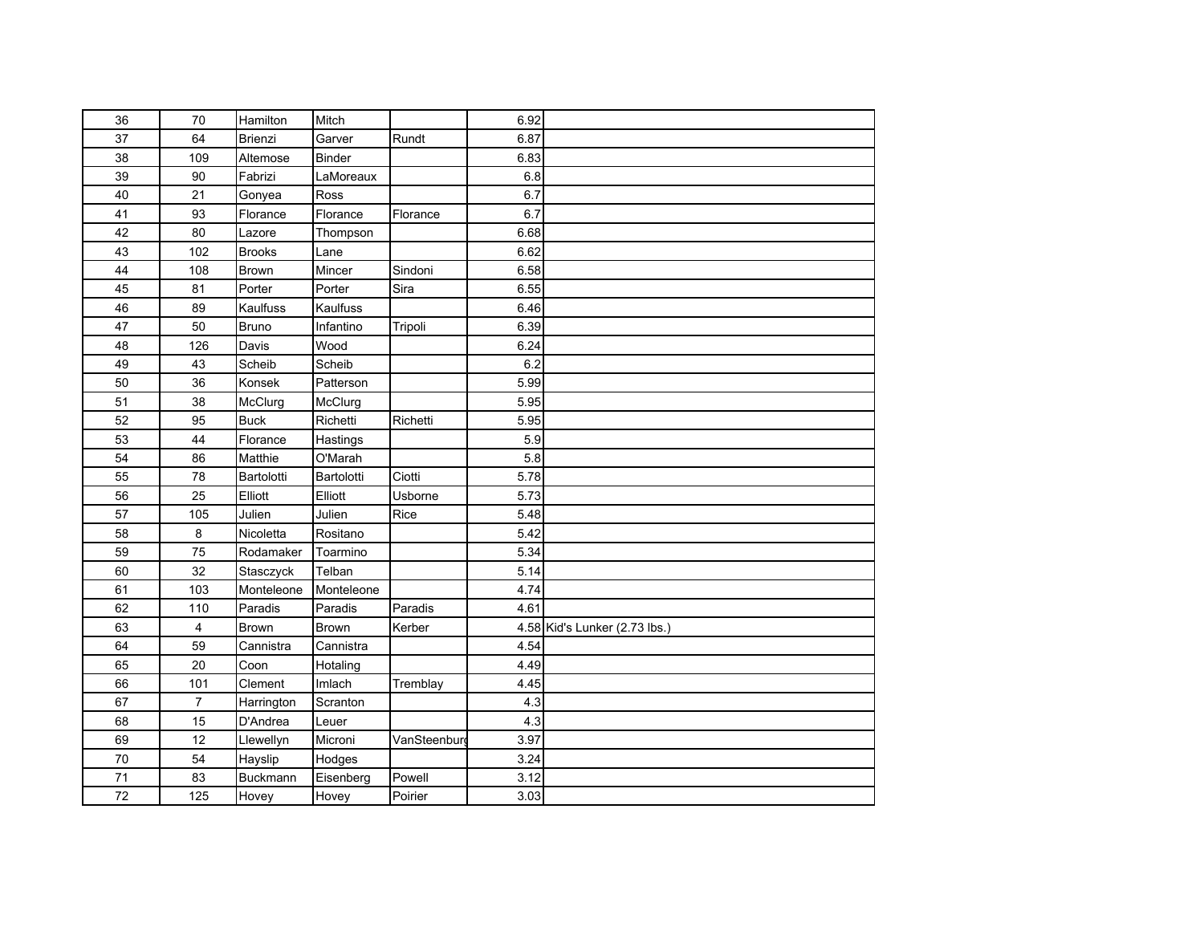| | | | | | | |
|---|---|---|---|---|---|---|
| 36 | 70 | Hamilton | Mitch | | 6.92 | |
| 37 | 64 | Brienzi | Garver | Rundt | 6.87 | |
| 38 | 109 | Altemose | Binder | | 6.83 | |
| 39 | 90 | Fabrizi | LaMoreaux | | 6.8 | |
| 40 | 21 | Gonyea | Ross | | 6.7 | |
| 41 | 93 | Florance | Florance | Florance | 6.7 | |
| 42 | 80 | Lazore | Thompson | | 6.68 | |
| 43 | 102 | Brooks | Lane | | 6.62 | |
| 44 | 108 | Brown | Mincer | Sindoni | 6.58 | |
| 45 | 81 | Porter | Porter | Sira | 6.55 | |
| 46 | 89 | Kaulfuss | Kaulfuss | | 6.46 | |
| 47 | 50 | Bruno | Infantino | Tripoli | 6.39 | |
| 48 | 126 | Davis | Wood | | 6.24 | |
| 49 | 43 | Scheib | Scheib | | 6.2 | |
| 50 | 36 | Konsek | Patterson | | 5.99 | |
| 51 | 38 | McClurg | McClurg | | 5.95 | |
| 52 | 95 | Buck | Richetti | Richetti | 5.95 | |
| 53 | 44 | Florance | Hastings | | 5.9 | |
| 54 | 86 | Matthie | O'Marah | | 5.8 | |
| 55 | 78 | Bartolotti | Bartolotti | Ciotti | 5.78 | |
| 56 | 25 | Elliott | Elliott | Usborne | 5.73 | |
| 57 | 105 | Julien | Julien | Rice | 5.48 | |
| 58 | 8 | Nicoletta | Rositano | | 5.42 | |
| 59 | 75 | Rodamaker | Toarmino | | 5.34 | |
| 60 | 32 | Stasczyck | Telban | | 5.14 | |
| 61 | 103 | Monteleone | Monteleone | | 4.74 | |
| 62 | 110 | Paradis | Paradis | Paradis | 4.61 | |
| 63 | 4 | Brown | Brown | Kerber | 4.58 | Kid's Lunker (2.73 lbs.) |
| 64 | 59 | Cannistra | Cannistra | | 4.54 | |
| 65 | 20 | Coon | Hotaling | | 4.49 | |
| 66 | 101 | Clement | Imlach | Tremblay | 4.45 | |
| 67 | 7 | Harrington | Scranton | | 4.3 | |
| 68 | 15 | D'Andrea | Leuer | | 4.3 | |
| 69 | 12 | Llewellyn | Microni | VanSteenburg | 3.97 | |
| 70 | 54 | Hayslip | Hodges | | 3.24 | |
| 71 | 83 | Buckmann | Eisenberg | Powell | 3.12 | |
| 72 | 125 | Hovey | Hovey | Poirier | 3.03 | |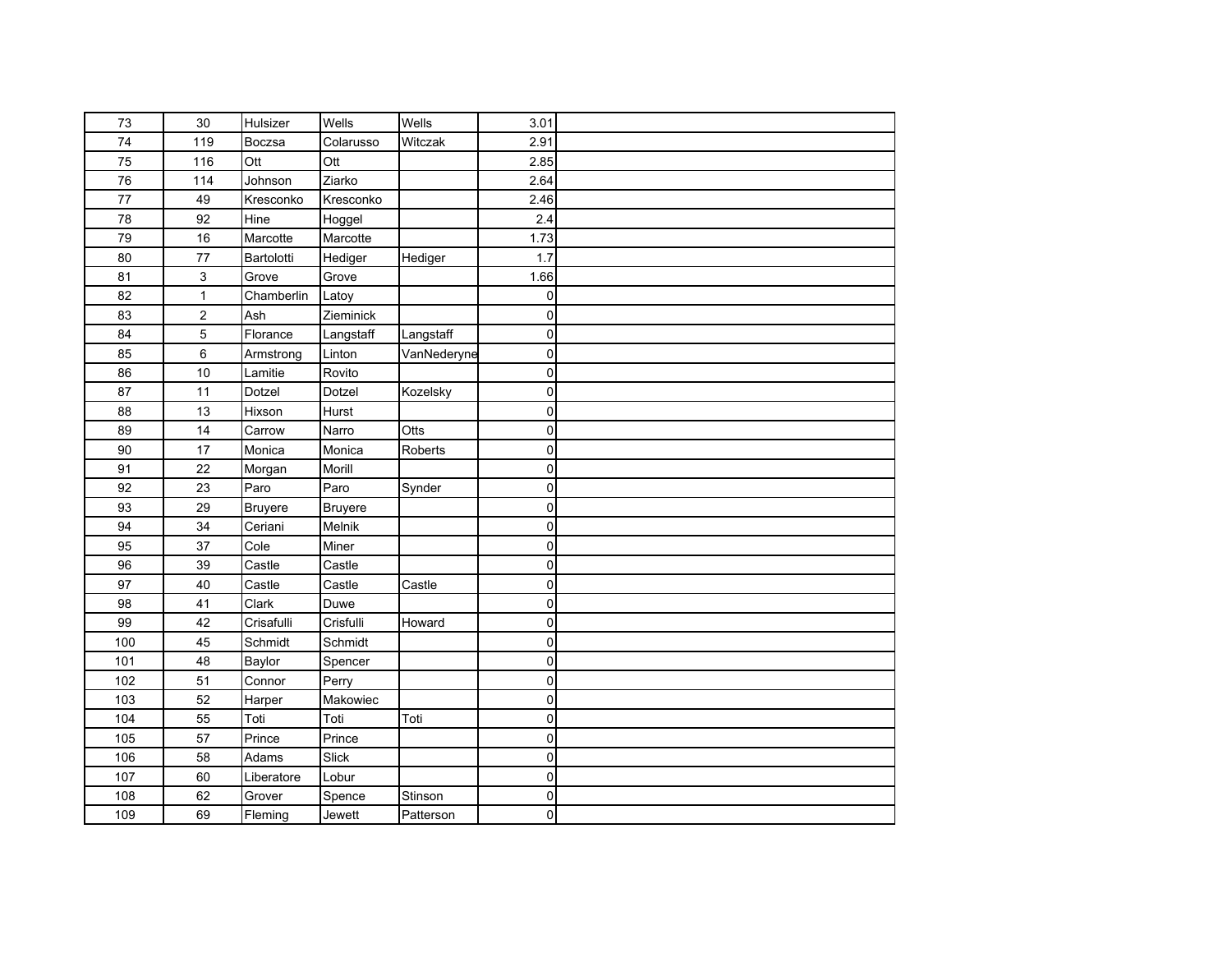|  |  |  |  |  |  |  |
|---|---|---|---|---|---|---|
| 73 | 30 | Hulsizer | Wells | Wells | 3.01 |  |
| 74 | 119 | Boczsa | Colarusso | Witczak | 2.91 |  |
| 75 | 116 | Ott | Ott |  | 2.85 |  |
| 76 | 114 | Johnson | Ziarko |  | 2.64 |  |
| 77 | 49 | Kresconko | Kresconko |  | 2.46 |  |
| 78 | 92 | Hine | Hoggel |  | 2.4 |  |
| 79 | 16 | Marcotte | Marcotte |  | 1.73 |  |
| 80 | 77 | Bartolotti | Hediger | Hediger | 1.7 |  |
| 81 | 3 | Grove | Grove |  | 1.66 |  |
| 82 | 1 | Chamberlin | Latoy |  | 0 |  |
| 83 | 2 | Ash | Zieminick |  | 0 |  |
| 84 | 5 | Florance | Langstaff | Langstaff | 0 |  |
| 85 | 6 | Armstrong | Linton | VanNederyne | 0 |  |
| 86 | 10 | Lamitie | Rovito |  | 0 |  |
| 87 | 11 | Dotzel | Dotzel | Kozelsky | 0 |  |
| 88 | 13 | Hixson | Hurst |  | 0 |  |
| 89 | 14 | Carrow | Narro | Otts | 0 |  |
| 90 | 17 | Monica | Monica | Roberts | 0 |  |
| 91 | 22 | Morgan | Morill |  | 0 |  |
| 92 | 23 | Paro | Paro | Synder | 0 |  |
| 93 | 29 | Bruyere | Bruyere |  | 0 |  |
| 94 | 34 | Ceriani | Melnik |  | 0 |  |
| 95 | 37 | Cole | Miner |  | 0 |  |
| 96 | 39 | Castle | Castle |  | 0 |  |
| 97 | 40 | Castle | Castle | Castle | 0 |  |
| 98 | 41 | Clark | Duwe |  | 0 |  |
| 99 | 42 | Crisafulli | Crisfulli | Howard | 0 |  |
| 100 | 45 | Schmidt | Schmidt |  | 0 |  |
| 101 | 48 | Baylor | Spencer |  | 0 |  |
| 102 | 51 | Connor | Perry |  | 0 |  |
| 103 | 52 | Harper | Makowiec |  | 0 |  |
| 104 | 55 | Toti | Toti | Toti | 0 |  |
| 105 | 57 | Prince | Prince |  | 0 |  |
| 106 | 58 | Adams | Slick |  | 0 |  |
| 107 | 60 | Liberatore | Lobur |  | 0 |  |
| 108 | 62 | Grover | Spence | Stinson | 0 |  |
| 109 | 69 | Fleming | Jewett | Patterson | 0 |  |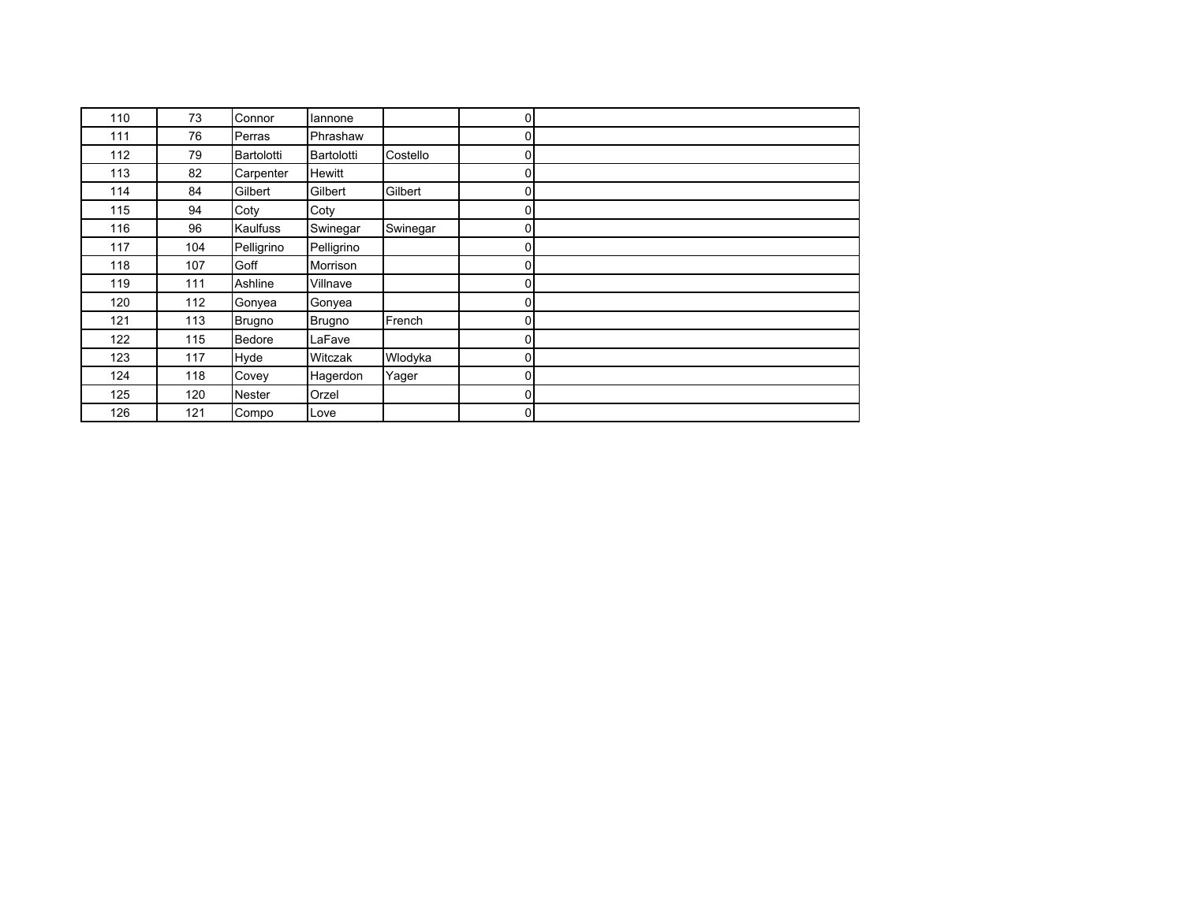| | | | | | | |
|---|---|---|---|---|---|---|
| 110 | 73 | Connor | Iannone | | 0 | |
| 111 | 76 | Perras | Phrashaw | | 0 | |
| 112 | 79 | Bartolotti | Bartolotti | Costello | 0 | |
| 113 | 82 | Carpenter | Hewitt | | 0 | |
| 114 | 84 | Gilbert | Gilbert | Gilbert | 0 | |
| 115 | 94 | Coty | Coty | | 0 | |
| 116 | 96 | Kaulfuss | Swinegar | Swinegar | 0 | |
| 117 | 104 | Pelligrino | Pelligrino | | 0 | |
| 118 | 107 | Goff | Morrison | | 0 | |
| 119 | 111 | Ashline | Villnave | | 0 | |
| 120 | 112 | Gonyea | Gonyea | | 0 | |
| 121 | 113 | Brugno | Brugno | French | 0 | |
| 122 | 115 | Bedore | LaFave | | 0 | |
| 123 | 117 | Hyde | Witczak | Wlodyka | 0 | |
| 124 | 118 | Covey | Hagerdon | Yager | 0 | |
| 125 | 120 | Nester | Orzel | | 0 | |
| 126 | 121 | Compo | Love | | 0 | |